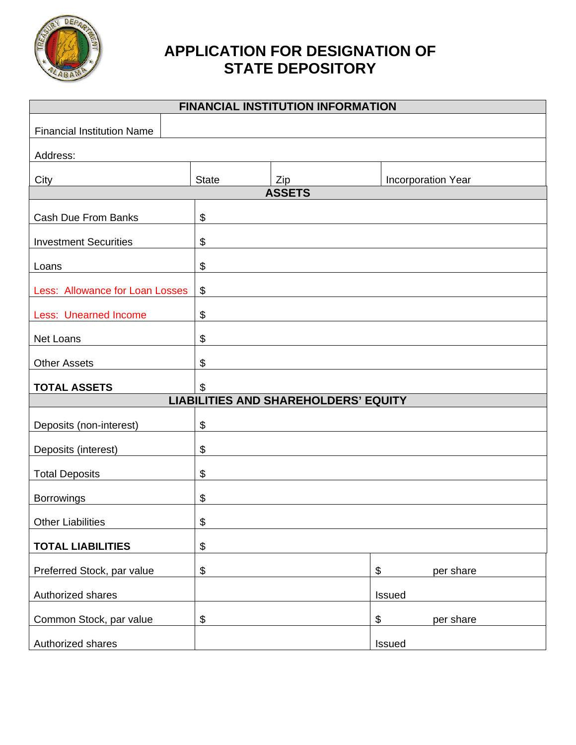# APPLICATION FOR DESIGNATION OF STATE DEPOSITORY

| FINANCIAL INSTITUTION INFORMATION | | | |
|---|---|---|---|
| Financial Institution Name | | | |
| Address: | | | |
| City | State | Zip | Incorporation Year |

| ASSETS | | |
|---|---|---|
| Cash Due From Banks | $ | |
| Investment Securities | $ | |
| Loans | $ | |
| Less: Allowance for Loan Losses | $ | |
| Less: Unearned Income | $ | |
| Net Loans | $ | |
| Other Assets | $ | |
| **TOTAL ASSETS** | $ | |
| **LIABILITIES AND SHAREHOLDERS' EQUITY** | | |
| Deposits (non-interest) | $ | |
| Deposits (interest) | $ | |
| Total Deposits | $ | |
| Borrowings | $ | |
| Other Liabilities | $ | |
| **TOTAL LIABILITIES** | $ | |
| Preferred Stock, par value | $ | $ per share |
| Authorized shares | | Issued |
| Common Stock, par value | $ | $ per share |
| Authorized shares | | Issued |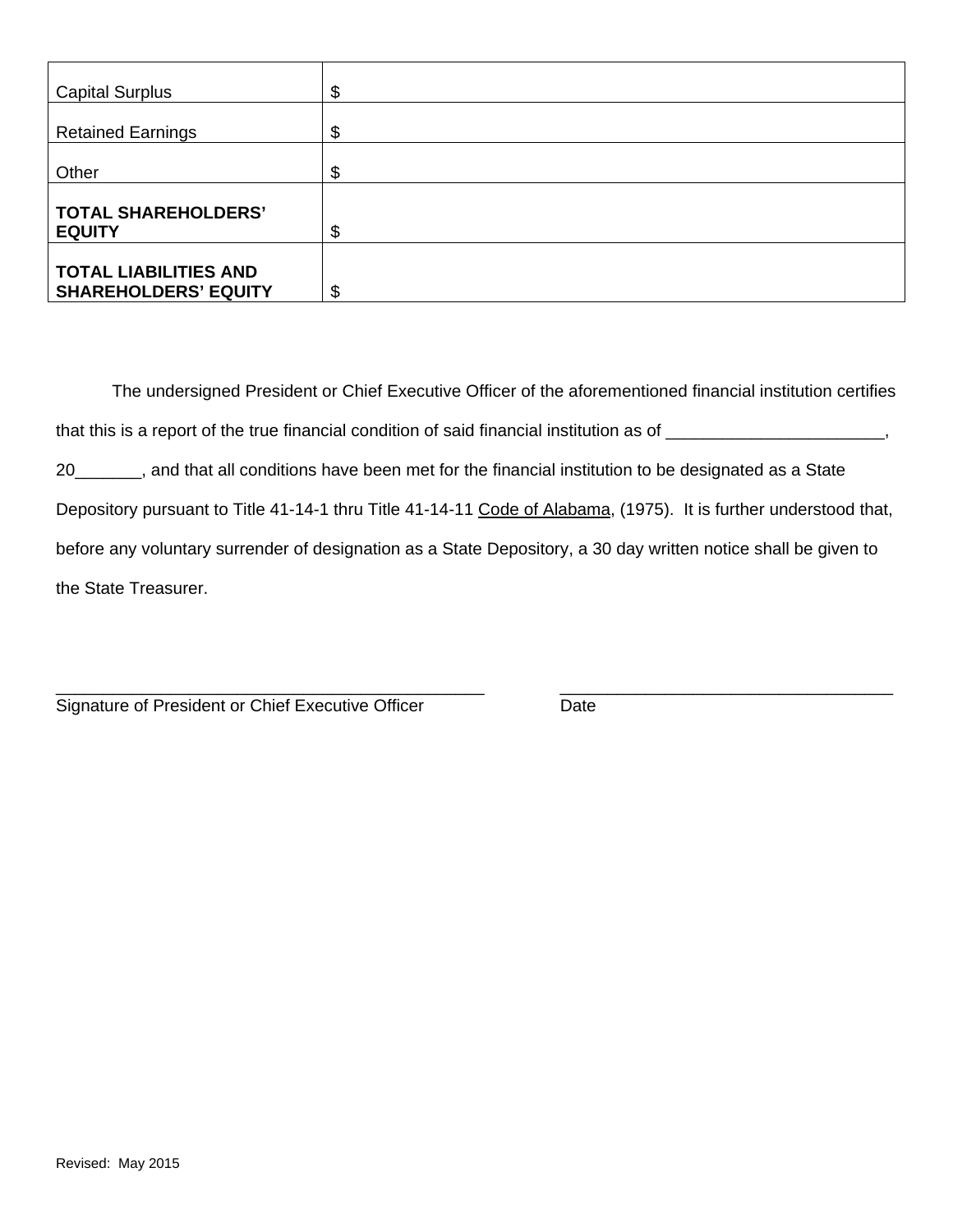| | |
|---|---|
| Capital Surplus | $ |
| Retained Earnings | $ |
| Other | $ |
| **TOTAL SHAREHOLDERS' EQUITY** | $ |
| **TOTAL LIABILITIES AND SHAREHOLDERS' EQUITY** | $ |

The undersigned President or Chief Executive Officer of the aforementioned financial institution certifies that this is a report of the true financial condition of said financial institution as of _______________________, 20_______, and that all conditions have been met for the financial institution to be designated as a State Depository pursuant to Title 41-14-1 thru Title 41-14-11 Code of Alabama, (1975). It is further understood that, before any voluntary surrender of designation as a State Depository, a 30 day written notice shall be given to the State Treasurer.

_______________________________________________ Signature of President or Chief Executive Officer

_____________________________________ Date

Revised: May 2015